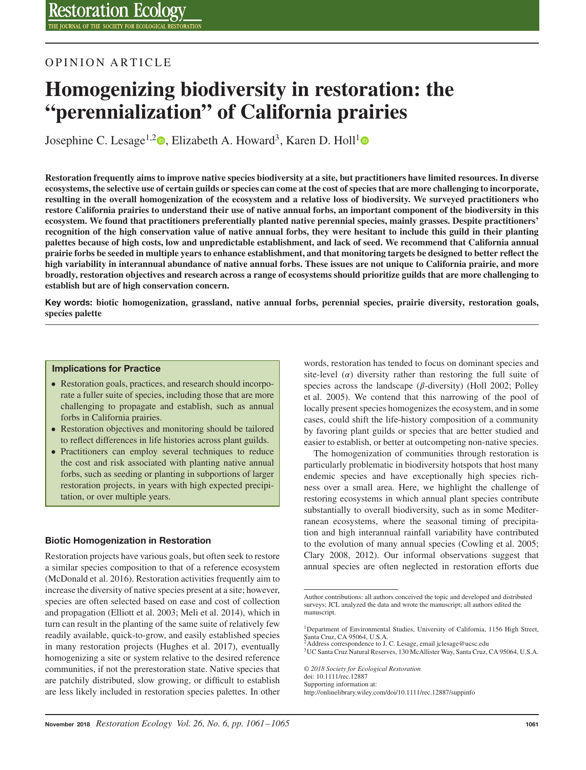OPINION ARTICLE

# Homogenizing biodiversity in restoration: the "perennialization" of California prairies

Josephine C. Lesage[1,2], Elizabeth A. Howard[3], Karen D. Holl[1]

**Restoration frequently aims to improve native species biodiversity at a site, but practitioners have limited resources. In diverse ecosystems, the selective use of certain guilds or species can come at the cost of species that are more challenging to incorporate, resulting in the overall homogenization of the ecosystem and a relative loss of biodiversity. We surveyed practitioners who restore California prairies to understand their use of native annual forbs, an important component of the biodiversity in this ecosystem. We found that practitioners preferentially planted native perennial species, mainly grasses. Despite practitioners' recognition of the high conservation value of native annual forbs, they were hesitant to include this guild in their planting palettes because of high costs, low and unpredictable establishment, and lack of seed. We recommend that California annual prairie forbs be seeded in multiple years to enhance establishment, and that monitoring targets be designed to better reflect the high variability in interannual abundance of native annual forbs. These issues are not unique to California prairie, and more broadly, restoration objectives and research across a range of ecosystems should prioritize guilds that are more challenging to establish but are of high conservation concern.**

**Key words: biotic homogenization, grassland, native annual forbs, perennial species, prairie diversity, restoration goals, species palette**

### Implications for Practice

- Restoration goals, practices, and research should incorporate a fuller suite of species, including those that are more challenging to propagate and establish, such as annual forbs in California prairies.
- Restoration objectives and monitoring should be tailored to reflect differences in life histories across plant guilds.
- Practitioners can employ several techniques to reduce the cost and risk associated with planting native annual forbs, such as seeding or planting in subportions of larger restoration projects, in years with high expected precipitation, or over multiple years.

## Biotic Homogenization in Restoration

Restoration projects have various goals, but often seek to restore a similar species composition to that of a reference ecosystem (McDonald et al. 2016). Restoration activities frequently aim to increase the diversity of native species present at a site; however, species are often selected based on ease and cost of collection and propagation (Elliott et al. 2003; Meli et al. 2014), which in turn can result in the planting of the same suite of relatively few readily available, quick-to-grow, and easily established species in many restoration projects (Hughes et al. 2017), eventually homogenizing a site or system relative to the desired reference communities, if not the prerestoration state. Native species that are patchily distributed, slow growing, or difficult to establish are less likely included in restoration species palettes. In other words, restoration has tended to focus on dominant species and site-level ($\alpha$) diversity rather than restoring the full suite of species across the landscape ($\beta$-diversity) (Holl 2002; Polley et al. 2005). We contend that this narrowing of the pool of locally present species homogenizes the ecosystem, and in some cases, could shift the life-history composition of a community by favoring plant guilds or species that are better studied and easier to establish, or better at outcompeting non-native species.

The homogenization of communities through restoration is particularly problematic in biodiversity hotspots that host many endemic species and have exceptionally high species richness over a small area. Here, we highlight the challenge of restoring ecosystems in which annual plant species contribute substantially to overall biodiversity, such as in some Mediterranean ecosystems, where the seasonal timing of precipitation and high interannual rainfall variability have contributed to the evolution of many annual species (Cowling et al. 2005; Clary 2008, 2012). Our informal observations suggest that annual species are often neglected in restoration efforts due

---

Author contributions: all authors conceived the topic and developed and distributed surveys; JCL analyzed the data and wrote the manuscript; all authors edited the manuscript.

[1]Department of Environmental Studies, University of California, 1156 High Street, Santa Cruz, CA 95064, U.S.A.
[2]Address correspondence to J. C. Lesage, email jclesage@ucsc.edu
[3]UC Santa Cruz Natural Reserves, 130 McAllister Way, Santa Cruz, CA 95064, U.S.A.

*© 2018 Society for Ecological Restoration*
doi: 10.1111/rec.12887
Supporting information at:
http://onlinelibrary.wiley.com/doi/10.1111/rec.12887/suppinfo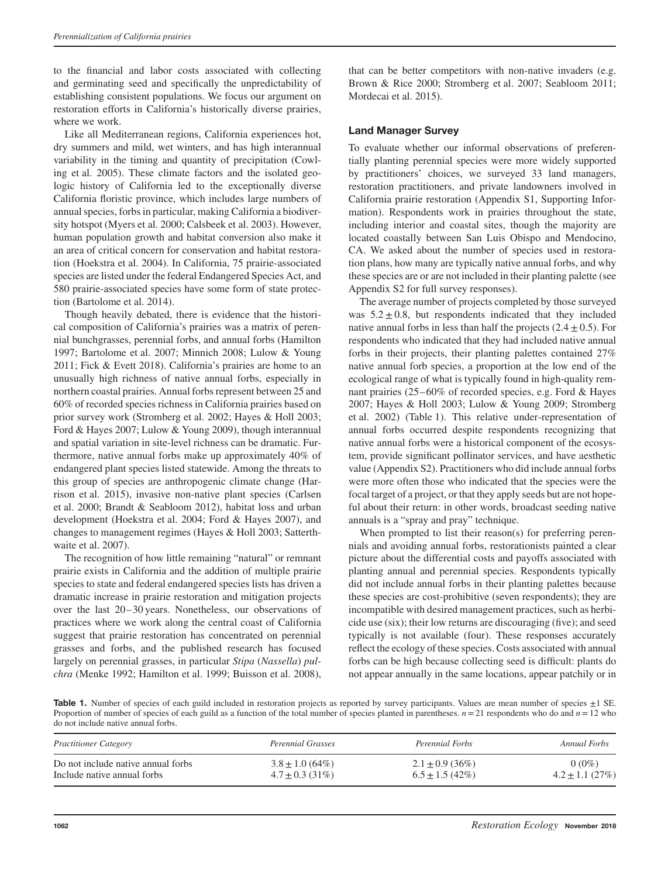to the financial and labor costs associated with collecting and germinating seed and specifically the unpredictability of establishing consistent populations. We focus our argument on restoration efforts in California's historically diverse prairies, where we work.

Like all Mediterranean regions, California experiences hot, dry summers and mild, wet winters, and has high interannual variability in the timing and quantity of precipitation (Cowling et al. 2005). These climate factors and the isolated geologic history of California led to the exceptionally diverse California floristic province, which includes large numbers of annual species, forbs in particular, making California a biodiversity hotspot (Myers et al. 2000; Calsbeek et al. 2003). However, human population growth and habitat conversion also make it an area of critical concern for conservation and habitat restoration (Hoekstra et al. 2004). In California, 75 prairie-associated species are listed under the federal Endangered Species Act, and 580 prairie-associated species have some form of state protection (Bartolome et al. 2014).

Though heavily debated, there is evidence that the historical composition of California's prairies was a matrix of perennial bunchgrasses, perennial forbs, and annual forbs (Hamilton 1997; Bartolome et al. 2007; Minnich 2008; Lulow & Young 2011; Fick & Evett 2018). California's prairies are home to an unusually high richness of native annual forbs, especially in northern coastal prairies. Annual forbs represent between 25 and 60% of recorded species richness in California prairies based on prior survey work (Stromberg et al. 2002; Hayes & Holl 2003; Ford & Hayes 2007; Lulow & Young 2009), though interannual and spatial variation in site-level richness can be dramatic. Furthermore, native annual forbs make up approximately 40% of endangered plant species listed statewide. Among the threats to this group of species are anthropogenic climate change (Harrison et al. 2015), invasive non-native plant species (Carlsen et al. 2000; Brandt & Seabloom 2012), habitat loss and urban development (Hoekstra et al. 2004; Ford & Hayes 2007), and changes to management regimes (Hayes & Holl 2003; Satterthwaite et al. 2007).

The recognition of how little remaining "natural" or remnant prairie exists in California and the addition of multiple prairie species to state and federal endangered species lists has driven a dramatic increase in prairie restoration and mitigation projects over the last 20–30 years. Nonetheless, our observations of practices where we work along the central coast of California suggest that prairie restoration has concentrated on perennial grasses and forbs, and the published research has focused largely on perennial grasses, in particular *Stipa* (*Nassella*) *pulchra* (Menke 1992; Hamilton et al. 1999; Buisson et al. 2008), that can be better competitors with non-native invaders (e.g. Brown & Rice 2000; Stromberg et al. 2007; Seabloom 2011; Mordecai et al. 2015).

## Land Manager Survey

To evaluate whether our informal observations of preferentially planting perennial species were more widely supported by practitioners' choices, we surveyed 33 land managers, restoration practitioners, and private landowners involved in California prairie restoration (Appendix S1, Supporting Information). Respondents work in prairies throughout the state, including interior and coastal sites, though the majority are located coastally between San Luis Obispo and Mendocino, CA. We asked about the number of species used in restoration plans, how many are typically native annual forbs, and why these species are or are not included in their planting palette (see Appendix S2 for full survey responses).

The average number of projects completed by those surveyed was $5.2 \pm 0.8$, but respondents indicated that they included native annual forbs in less than half the projects ($2.4 \pm 0.5$). For respondents who indicated that they had included native annual forbs in their projects, their planting palettes contained 27% native annual forb species, a proportion at the low end of the ecological range of what is typically found in high-quality remnant prairies (25–60% of recorded species, e.g. Ford & Hayes 2007; Hayes & Holl 2003; Lulow & Young 2009; Stromberg et al. 2002) (Table 1). This relative under-representation of annual forbs occurred despite respondents recognizing that native annual forbs were a historical component of the ecosystem, provide significant pollinator services, and have aesthetic value (Appendix S2). Practitioners who did include annual forbs were more often those who indicated that the species were the focal target of a project, or that they apply seeds but are not hopeful about their return: in other words, broadcast seeding native annuals is a "spray and pray" technique.

When prompted to list their reason(s) for preferring perennials and avoiding annual forbs, restorationists painted a clear picture about the differential costs and payoffs associated with planting annual and perennial species. Respondents typically did not include annual forbs in their planting palettes because these species are cost-prohibitive (seven respondents); they are incompatible with desired management practices, such as herbicide use (six); their low returns are discouraging (five); and seed typically is not available (four). These responses accurately reflect the ecology of these species. Costs associated with annual forbs can be high because collecting seed is difficult: plants do not appear annually in the same locations, appear patchily or in

**Table 1.** Number of species of each guild included in restoration projects as reported by survey participants. Values are mean number of species ±1 SE. Proportion of number of species of each guild as a function of the total number of species planted in parentheses. $n = 21$ respondents who do and $n = 12$ who do not include native annual forbs.

| *Practitioner Category* | *Perennial Grasses* | *Perennial Forbs* | *Annual Forbs* |
|---|---|---|---|
| Do not include native annual forbs | $3.8 \pm 1.0$ (64%) | $2.1 \pm 0.9$ (36%) | 0 (0%) |
| Include native annual forbs | $4.7 \pm 0.3$ (31%) | $6.5 \pm 1.5$ (42%) | $4.2 \pm 1.1$ (27%) |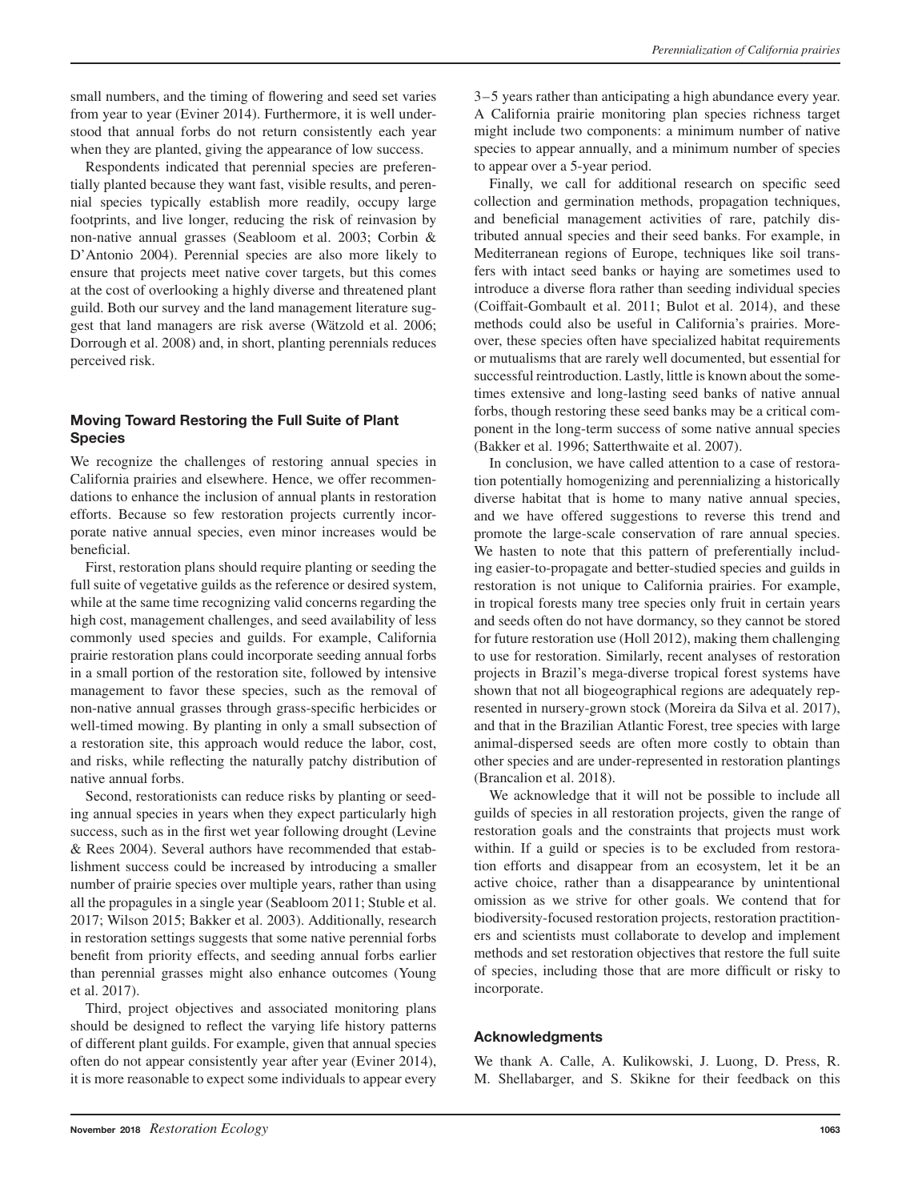small numbers, and the timing of flowering and seed set varies from year to year (Eviner 2014). Furthermore, it is well understood that annual forbs do not return consistently each year when they are planted, giving the appearance of low success.

Respondents indicated that perennial species are preferentially planted because they want fast, visible results, and perennial species typically establish more readily, occupy large footprints, and live longer, reducing the risk of reinvasion by non-native annual grasses (Seabloom et al. 2003; Corbin & D'Antonio 2004). Perennial species are also more likely to ensure that projects meet native cover targets, but this comes at the cost of overlooking a highly diverse and threatened plant guild. Both our survey and the land management literature suggest that land managers are risk averse (Wätzold et al. 2006; Dorrough et al. 2008) and, in short, planting perennials reduces perceived risk.

## Moving Toward Restoring the Full Suite of Plant Species

We recognize the challenges of restoring annual species in California prairies and elsewhere. Hence, we offer recommendations to enhance the inclusion of annual plants in restoration efforts. Because so few restoration projects currently incorporate native annual species, even minor increases would be beneficial.

First, restoration plans should require planting or seeding the full suite of vegetative guilds as the reference or desired system, while at the same time recognizing valid concerns regarding the high cost, management challenges, and seed availability of less commonly used species and guilds. For example, California prairie restoration plans could incorporate seeding annual forbs in a small portion of the restoration site, followed by intensive management to favor these species, such as the removal of non-native annual grasses through grass-specific herbicides or well-timed mowing. By planting in only a small subsection of a restoration site, this approach would reduce the labor, cost, and risks, while reflecting the naturally patchy distribution of native annual forbs.

Second, restorationists can reduce risks by planting or seeding annual species in years when they expect particularly high success, such as in the first wet year following drought (Levine & Rees 2004). Several authors have recommended that establishment success could be increased by introducing a smaller number of prairie species over multiple years, rather than using all the propagules in a single year (Seabloom 2011; Stuble et al. 2017; Wilson 2015; Bakker et al. 2003). Additionally, research in restoration settings suggests that some native perennial forbs benefit from priority effects, and seeding annual forbs earlier than perennial grasses might also enhance outcomes (Young et al. 2017).

Third, project objectives and associated monitoring plans should be designed to reflect the varying life history patterns of different plant guilds. For example, given that annual species often do not appear consistently year after year (Eviner 2014), it is more reasonable to expect some individuals to appear every 3–5 years rather than anticipating a high abundance every year. A California prairie monitoring plan species richness target might include two components: a minimum number of native species to appear annually, and a minimum number of species to appear over a 5-year period.

Finally, we call for additional research on specific seed collection and germination methods, propagation techniques, and beneficial management activities of rare, patchily distributed annual species and their seed banks. For example, in Mediterranean regions of Europe, techniques like soil transfers with intact seed banks or haying are sometimes used to introduce a diverse flora rather than seeding individual species (Coiffait-Gombault et al. 2011; Bulot et al. 2014), and these methods could also be useful in California's prairies. Moreover, these species often have specialized habitat requirements or mutualisms that are rarely well documented, but essential for successful reintroduction. Lastly, little is known about the sometimes extensive and long-lasting seed banks of native annual forbs, though restoring these seed banks may be a critical component in the long-term success of some native annual species (Bakker et al. 1996; Satterthwaite et al. 2007).

In conclusion, we have called attention to a case of restoration potentially homogenizing and perennializing a historically diverse habitat that is home to many native annual species, and we have offered suggestions to reverse this trend and promote the large-scale conservation of rare annual species. We hasten to note that this pattern of preferentially including easier-to-propagate and better-studied species and guilds in restoration is not unique to California prairies. For example, in tropical forests many tree species only fruit in certain years and seeds often do not have dormancy, so they cannot be stored for future restoration use (Holl 2012), making them challenging to use for restoration. Similarly, recent analyses of restoration projects in Brazil's mega-diverse tropical forest systems have shown that not all biogeographical regions are adequately represented in nursery-grown stock (Moreira da Silva et al. 2017), and that in the Brazilian Atlantic Forest, tree species with large animal-dispersed seeds are often more costly to obtain than other species and are under-represented in restoration plantings (Brancalion et al. 2018).

We acknowledge that it will not be possible to include all guilds of species in all restoration projects, given the range of restoration goals and the constraints that projects must work within. If a guild or species is to be excluded from restoration efforts and disappear from an ecosystem, let it be an active choice, rather than a disappearance by unintentional omission as we strive for other goals. We contend that for biodiversity-focused restoration projects, restoration practitioners and scientists must collaborate to develop and implement methods and set restoration objectives that restore the full suite of species, including those that are more difficult or risky to incorporate.

## Acknowledgments

We thank A. Calle, A. Kulikowski, J. Luong, D. Press, R. M. Shellabarger, and S. Skikne for their feedback on this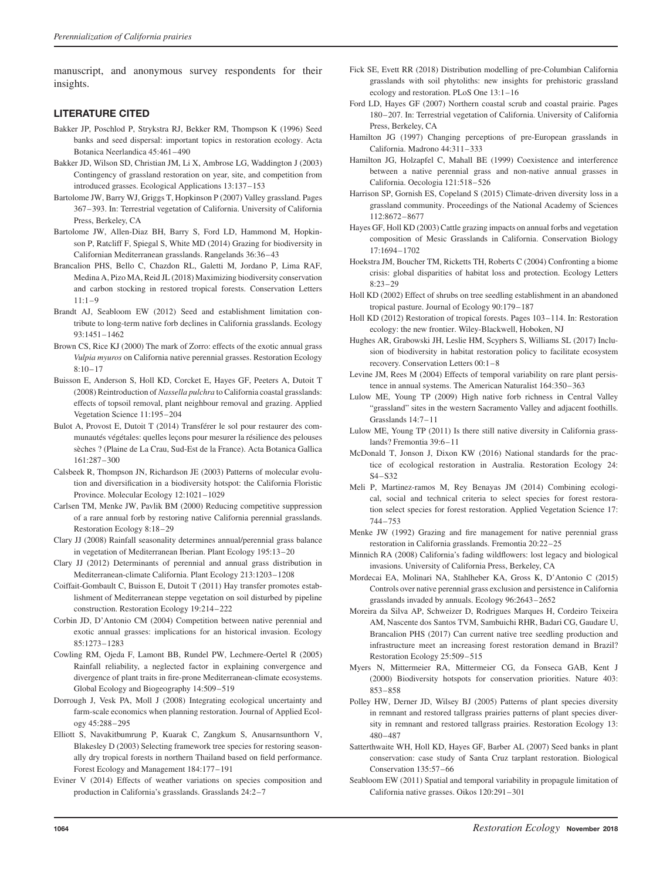manuscript, and anonymous survey respondents for their insights.

## LITERATURE CITED

Bakker JP, Poschlod P, Strykstra RJ, Bekker RM, Thompson K (1996) Seed banks and seed dispersal: important topics in restoration ecology. Acta Botanica Neerlandica 45:461–490

Bakker JD, Wilson SD, Christian JM, Li X, Ambrose LG, Waddington J (2003) Contingency of grassland restoration on year, site, and competition from introduced grasses. Ecological Applications 13:137–153

Bartolome JW, Barry WJ, Griggs T, Hopkinson P (2007) Valley grassland. Pages 367–393. In: Terrestrial vegetation of California. University of California Press, Berkeley, CA

Bartolome JW, Allen-Diaz BH, Barry S, Ford LD, Hammond M, Hopkinson P, Ratcliff F, Spiegal S, White MD (2014) Grazing for biodiversity in Californian Mediterranean grasslands. Rangelands 36:36–43

Brancalion PHS, Bello C, Chazdon RL, Galetti M, Jordano P, Lima RAF, Medina A, Pizo MA, Reid JL (2018) Maximizing biodiversity conservation and carbon stocking in restored tropical forests. Conservation Letters 11:1–9

Brandt AJ, Seabloom EW (2012) Seed and establishment limitation contribute to long-term native forb declines in California grasslands. Ecology 93:1451–1462

Brown CS, Rice KJ (2000) The mark of Zorro: effects of the exotic annual grass *Vulpia myuros* on California native perennial grasses. Restoration Ecology 8:10–17

Buisson E, Anderson S, Holl KD, Corcket E, Hayes GF, Peeters A, Dutoit T (2008) Reintroduction of *Nassella pulchra* to California coastal grasslands: effects of topsoil removal, plant neighbour removal and grazing. Applied Vegetation Science 11:195–204

Bulot A, Provost E, Dutoit T (2014) Transférer le sol pour restaurer des communautés végétales: quelles leçons pour mesurer la résilience des pelouses sèches ? (Plaine de La Crau, Sud-Est de la France). Acta Botanica Gallica 161:287–300

Calsbeek R, Thompson JN, Richardson JE (2003) Patterns of molecular evolution and diversification in a biodiversity hotspot: the California Floristic Province. Molecular Ecology 12:1021–1029

Carlsen TM, Menke JW, Pavlik BM (2000) Reducing competitive suppression of a rare annual forb by restoring native California perennial grasslands. Restoration Ecology 8:18–29

Clary JJ (2008) Rainfall seasonality determines annual/perennial grass balance in vegetation of Mediterranean Iberian. Plant Ecology 195:13–20

Clary JJ (2012) Determinants of perennial and annual grass distribution in Mediterranean-climate California. Plant Ecology 213:1203–1208

Coiffait-Gombault C, Buisson E, Dutoit T (2011) Hay transfer promotes establishment of Mediterranean steppe vegetation on soil disturbed by pipeline construction. Restoration Ecology 19:214–222

Corbin JD, D'Antonio CM (2004) Competition between native perennial and exotic annual grasses: implications for an historical invasion. Ecology 85:1273–1283

Cowling RM, Ojeda F, Lamont BB, Rundel PW, Lechmere-Oertel R (2005) Rainfall reliability, a neglected factor in explaining convergence and divergence of plant traits in fire-prone Mediterranean-climate ecosystems. Global Ecology and Biogeography 14:509–519

Dorrough J, Vesk PA, Moll J (2008) Integrating ecological uncertainty and farm-scale economics when planning restoration. Journal of Applied Ecology 45:288–295

Elliott S, Navakitbumrung P, Kuarak C, Zangkum S, Anusarnsunthorn V, Blakesley D (2003) Selecting framework tree species for restoring seasonally dry tropical forests in northern Thailand based on field performance. Forest Ecology and Management 184:177–191

Eviner V (2014) Effects of weather variations on species composition and production in California's grasslands. Grasslands 24:2–7

Fick SE, Evett RR (2018) Distribution modelling of pre-Columbian California grasslands with soil phytoliths: new insights for prehistoric grassland ecology and restoration. PLoS One 13:1–16

Ford LD, Hayes GF (2007) Northern coastal scrub and coastal prairie. Pages 180–207. In: Terrestrial vegetation of California. University of California Press, Berkeley, CA

Hamilton JG (1997) Changing perceptions of pre-European grasslands in California. Madrono 44:311–333

Hamilton JG, Holzapfel C, Mahall BE (1999) Coexistence and interference between a native perennial grass and non-native annual grasses in California. Oecologia 121:518–526

Harrison SP, Gornish ES, Copeland S (2015) Climate-driven diversity loss in a grassland community. Proceedings of the National Academy of Sciences 112:8672–8677

Hayes GF, Holl KD (2003) Cattle grazing impacts on annual forbs and vegetation composition of Mesic Grasslands in California. Conservation Biology 17:1694–1702

Hoekstra JM, Boucher TM, Ricketts TH, Roberts C (2004) Confronting a biome crisis: global disparities of habitat loss and protection. Ecology Letters 8:23–29

Holl KD (2002) Effect of shrubs on tree seedling establishment in an abandoned tropical pasture. Journal of Ecology 90:179–187

Holl KD (2012) Restoration of tropical forests. Pages 103–114. In: Restoration ecology: the new frontier. Wiley-Blackwell, Hoboken, NJ

Hughes AR, Grabowski JH, Leslie HM, Scyphers S, Williams SL (2017) Inclusion of biodiversity in habitat restoration policy to facilitate ecosystem recovery. Conservation Letters 00:1–8

Levine JM, Rees M (2004) Effects of temporal variability on rare plant persistence in annual systems. The American Naturalist 164:350–363

Lulow ME, Young TP (2009) High native forb richness in Central Valley "grassland" sites in the western Sacramento Valley and adjacent foothills. Grasslands 14:7–11

Lulow ME, Young TP (2011) Is there still native diversity in California grasslands? Fremontia 39:6–11

McDonald T, Jonson J, Dixon KW (2016) National standards for the practice of ecological restoration in Australia. Restoration Ecology 24: S4–S32

Meli P, Martinez-ramos M, Rey Benayas JM (2014) Combining ecological, social and technical criteria to select species for forest restoration. Applied Vegetation Science 17: 744–753

Menke JW (1992) Grazing and fire management for native perennial grass restoration in California grasslands. Fremontia 20:22–25

Minnich RA (2008) California's fading wildflowers: lost legacy and biological invasions. University of California Press, Berkeley, CA

Mordecai EA, Molinari NA, Stahlheber KA, Gross K, D'Antonio C (2015) Controls over native perennial grass exclusion and persistence in California grasslands invaded by annuals. Ecology 96:2643–2652

Moreira da Silva AP, Schweizer D, Rodrigues Marques H, Cordeiro Teixeira AM, Nascente dos Santos TVM, Sambuichi RHR, Badari CG, Gaudare U, Brancalion PHS (2017) Can current native tree seedling production and infrastructure meet an increasing forest restoration demand in Brazil? Restoration Ecology 25:509–515

Myers N, Mittermeier RA, Mittermeier CG, da Fonseca GAB, Kent J (2000) Biodiversity hotspots for conservation priorities. Nature 403: 853–858

Polley HW, Derner JD, Wilsey BJ (2005) Patterns of plant species diversity in remnant and restored tallgrass prairies patterns of plant species diversity in remnant and restored tallgrass prairies. Restoration Ecology 13: 480–487

Satterthwaite WH, Holl KD, Hayes GF, Barber AL (2007) Seed banks in plant conservation: case study of Santa Cruz tarplant restoration. Biological Conservation 135:57–66

Seabloom EW (2011) Spatial and temporal variability in propagule limitation of California native grasses. Oikos 120:291–301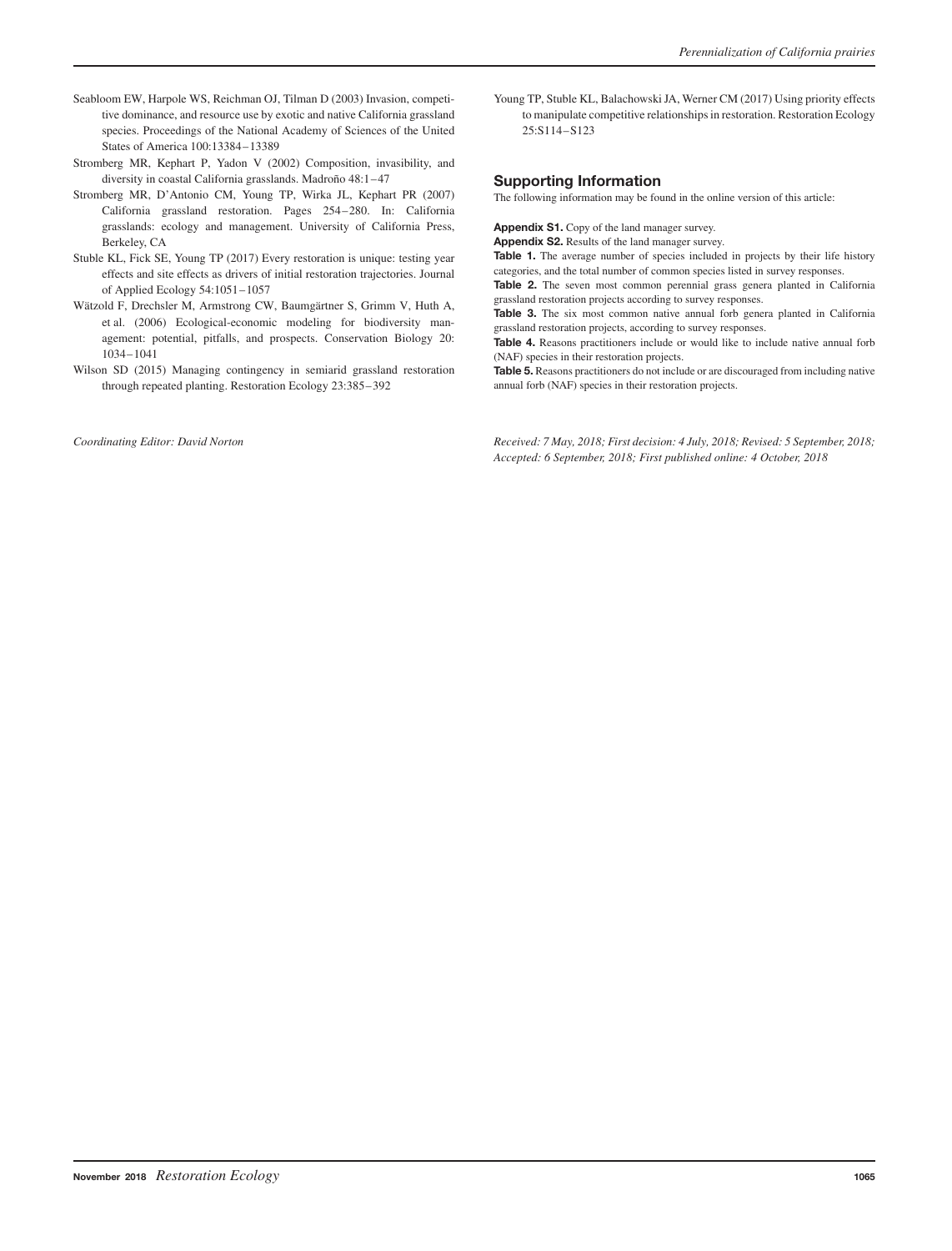Seabloom EW, Harpole WS, Reichman OJ, Tilman D (2003) Invasion, competitive dominance, and resource use by exotic and native California grassland species. Proceedings of the National Academy of Sciences of the United States of America 100:13384–13389

Stromberg MR, Kephart P, Yadon V (2002) Composition, invasibility, and diversity in coastal California grasslands. Madroño 48:1–47

Stromberg MR, D'Antonio CM, Young TP, Wirka JL, Kephart PR (2007) California grassland restoration. Pages 254–280. In: California grasslands: ecology and management. University of California Press, Berkeley, CA

Stuble KL, Fick SE, Young TP (2017) Every restoration is unique: testing year effects and site effects as drivers of initial restoration trajectories. Journal of Applied Ecology 54:1051–1057

Wätzold F, Drechsler M, Armstrong CW, Baumgärtner S, Grimm V, Huth A, et al. (2006) Ecological-economic modeling for biodiversity management: potential, pitfalls, and prospects. Conservation Biology 20: 1034–1041

Wilson SD (2015) Managing contingency in semiarid grassland restoration through repeated planting. Restoration Ecology 23:385–392

Young TP, Stuble KL, Balachowski JA, Werner CM (2017) Using priority effects to manipulate competitive relationships in restoration. Restoration Ecology 25:S114–S123

## Supporting Information

The following information may be found in the online version of this article:

**Appendix S1.** Copy of the land manager survey.

**Appendix S2.** Results of the land manager survey.

**Table 1.** The average number of species included in projects by their life history categories, and the total number of common species listed in survey responses.

**Table 2.** The seven most common perennial grass genera planted in California grassland restoration projects according to survey responses.

**Table 3.** The six most common native annual forb genera planted in California grassland restoration projects, according to survey responses.

**Table 4.** Reasons practitioners include or would like to include native annual forb (NAF) species in their restoration projects.

**Table 5.** Reasons practitioners do not include or are discouraged from including native annual forb (NAF) species in their restoration projects.

*Coordinating Editor: David Norton*

*Received: 7 May, 2018; First decision: 4 July, 2018; Revised: 5 September, 2018; Accepted: 6 September, 2018; First published online: 4 October, 2018*